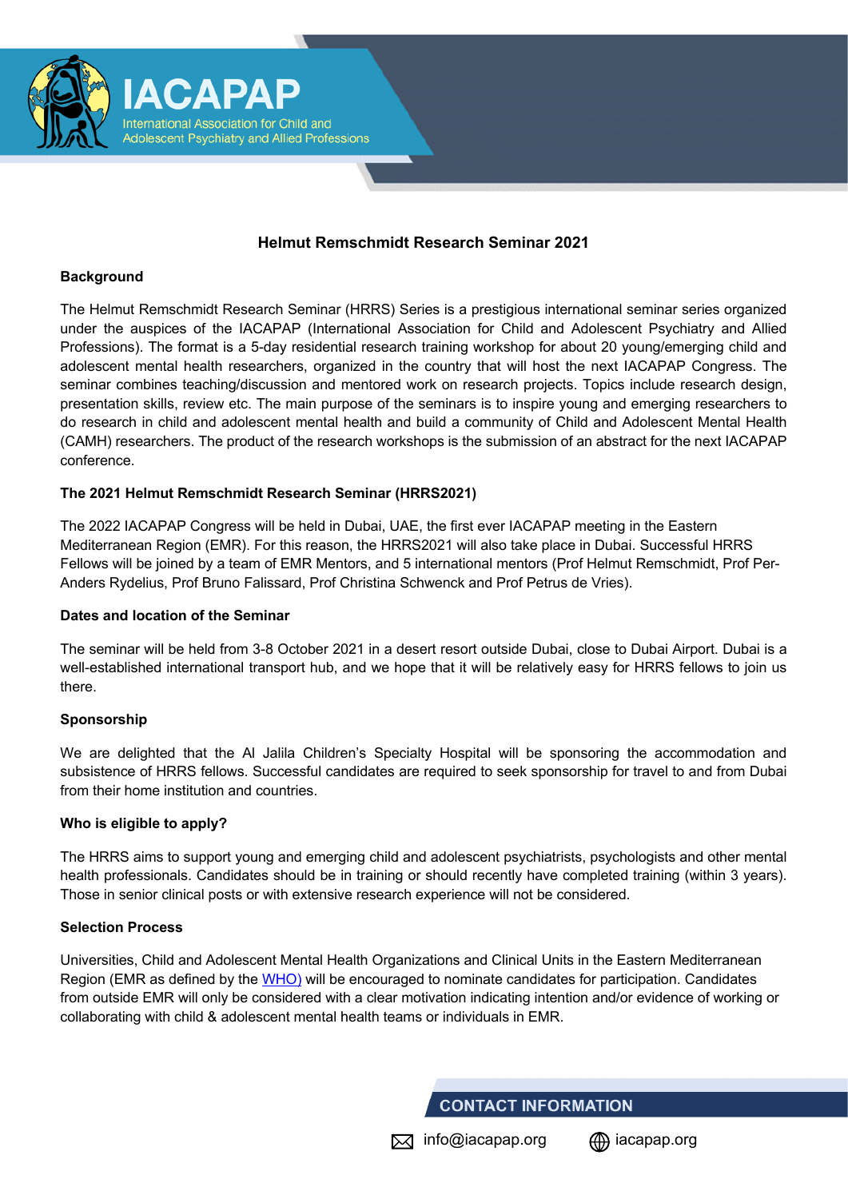IACAPAP
International Association for Child and Adolescent Psychiatry and Allied Professions

# Helmut Remschmidt Research Seminar 2021

## Background

The Helmut Remschmidt Research Seminar (HRRS) Series is a prestigious international seminar series organized under the auspices of the IACAPAP (International Association for Child and Adolescent Psychiatry and Allied Professions). The format is a 5-day residential research training workshop for about 20 young/emerging child and adolescent mental health researchers, organized in the country that will host the next IACAPAP Congress. The seminar combines teaching/discussion and mentored work on research projects. Topics include research design, presentation skills, review etc. The main purpose of the seminars is to inspire young and emerging researchers to do research in child and adolescent mental health and build a community of Child and Adolescent Mental Health (CAMH) researchers. The product of the research workshops is the submission of an abstract for the next IACAPAP conference.

## The 2021 Helmut Remschmidt Research Seminar (HRRS2021)

The 2022 IACAPAP Congress will be held in Dubai, UAE, the first ever IACAPAP meeting in the Eastern Mediterranean Region (EMR). For this reason, the HRRS2021 will also take place in Dubai. Successful HRRS Fellows will be joined by a team of EMR Mentors, and 5 international mentors (Prof Helmut Remschmidt, Prof Per-Anders Rydelius, Prof Bruno Falissard, Prof Christina Schwenck and Prof Petrus de Vries).

## Dates and location of the Seminar

The seminar will be held from 3-8 October 2021 in a desert resort outside Dubai, close to Dubai Airport. Dubai is a well-established international transport hub, and we hope that it will be relatively easy for HRRS fellows to join us there.

## Sponsorship

We are delighted that the Al Jalila Children's Specialty Hospital will be sponsoring the accommodation and subsistence of HRRS fellows. Successful candidates are required to seek sponsorship for travel to and from Dubai from their home institution and countries.

## Who is eligible to apply?

The HRRS aims to support young and emerging child and adolescent psychiatrists, psychologists and other mental health professionals. Candidates should be in training or should recently have completed training (within 3 years). Those in senior clinical posts or with extensive research experience will not be considered.

## Selection Process

Universities, Child and Adolescent Mental Health Organizations and Clinical Units in the Eastern Mediterranean Region (EMR as defined by the WHO) will be encouraged to nominate candidates for participation. Candidates from outside EMR will only be considered with a clear motivation indicating intention and/or evidence of working or collaborating with child & adolescent mental health teams or individuals in EMR.

**CONTACT INFORMATION**

info@iacapap.org iacapap.org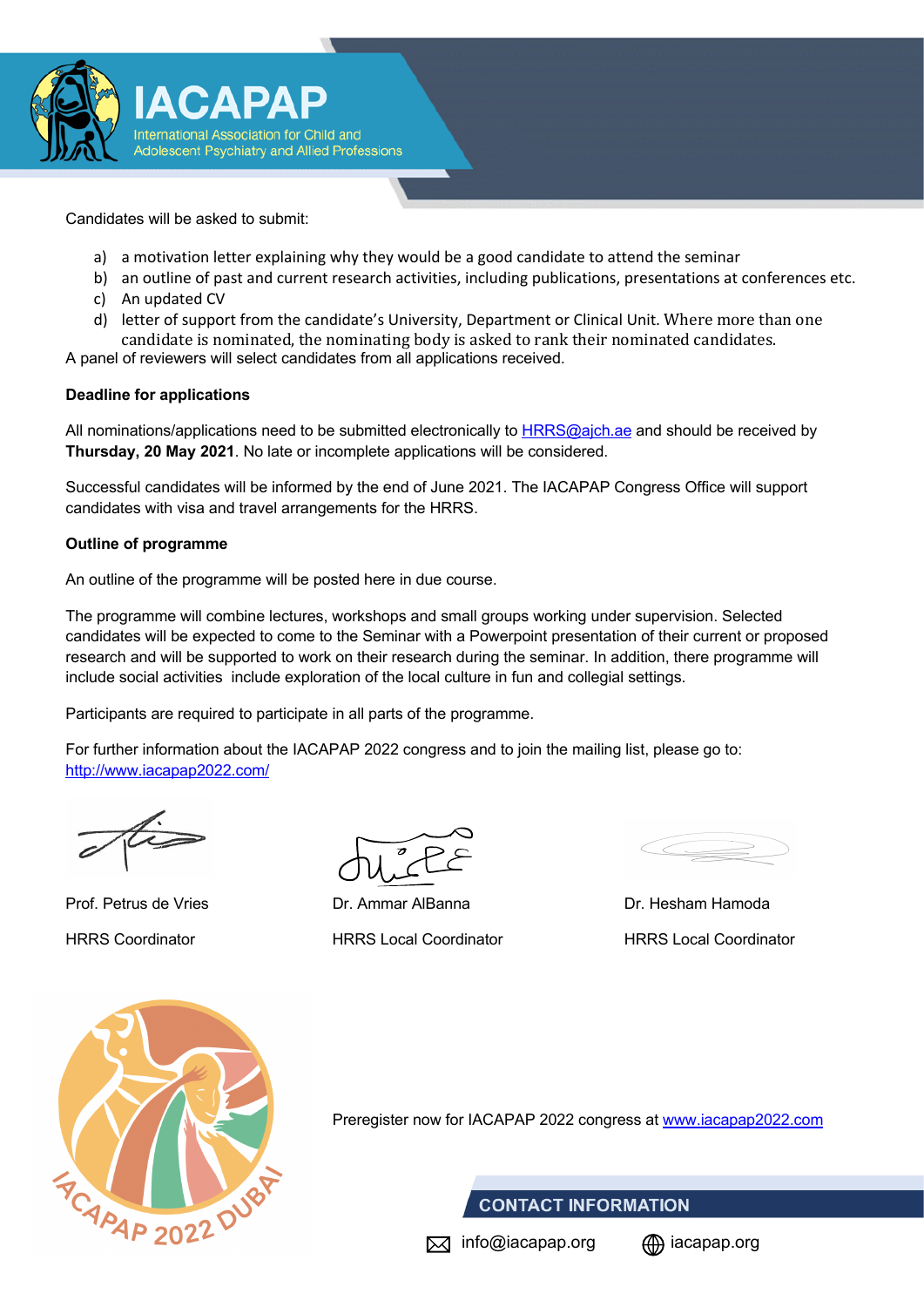Candidates will be asked to submit:

a) a motivation letter explaining why they would be a good candidate to attend the seminar
b) an outline of past and current research activities, including publications, presentations at conferences etc.
c) An updated CV
d) letter of support from the candidate's University, Department or Clinical Unit. Where more than one candidate is nominated, the nominating body is asked to rank their nominated candidates.

A panel of reviewers will select candidates from all applications received.

**Deadline for applications**

All nominations/applications need to be submitted electronically to HRRS@ajch.ae and should be received by **Thursday, 20 May 2021**. No late or incomplete applications will be considered.

Successful candidates will be informed by the end of June 2021. The IACAPAP Congress Office will support candidates with visa and travel arrangements for the HRRS.

**Outline of programme**

An outline of the programme will be posted here in due course.

The programme will combine lectures, workshops and small groups working under supervision. Selected candidates will be expected to come to the Seminar with a Powerpoint presentation of their current or proposed research and will be supported to work on their research during the seminar. In addition, there programme will include social activities include exploration of the local culture in fun and collegial settings.

Participants are required to participate in all parts of the programme.

For further information about the IACAPAP 2022 congress and to join the mailing list, please go to: http://www.iacapap2022.com/

| | | |
|---|---|---|
| Prof. Petrus de Vries | Dr. Ammar AlBanna | Dr. Hesham Hamoda |
| HRRS Coordinator | HRRS Local Coordinator | HRRS Local Coordinator |

Preregister now for IACAPAP 2022 congress at www.iacapap2022.com

**CONTACT INFORMATION**

info@iacapap.org iacapap.org